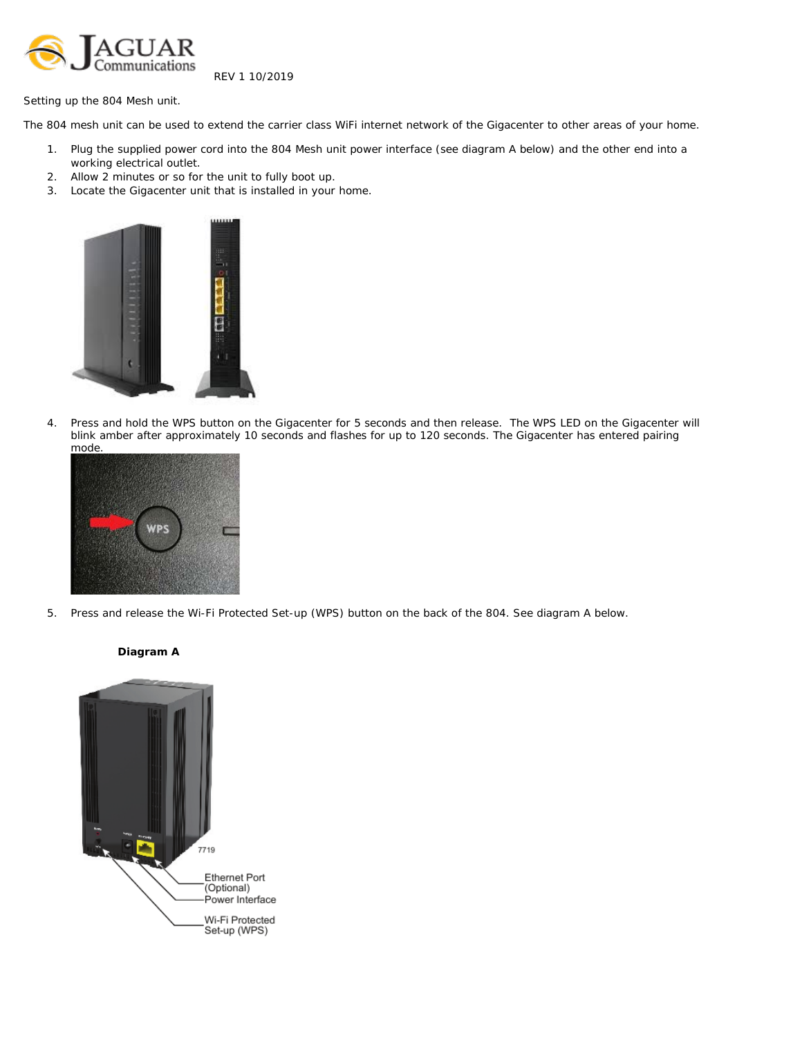JAGUAR Communications

REV 1 10/2019

Setting up the 804 Mesh unit.

The 804 mesh unit can be used to extend the carrier class WiFi internet network of the Gigacenter to other areas of your home.

1. Plug the supplied power cord into the 804 Mesh unit power interface (see diagram A below) and the other end into a working electrical outlet.
2. Allow 2 minutes or so for the unit to fully boot up.
3. Locate the Gigacenter unit that is installed in your home.

4. Press and hold the WPS button on the Gigacenter for 5 seconds and then release. The WPS LED on the Gigacenter will blink amber after approximately 10 seconds and flashes for up to 120 seconds. The Gigacenter has entered pairing mode.

5. Press and release the Wi-Fi Protected Set-up (WPS) button on the back of the 804. See diagram A below.

**Diagram A**

Ethernet Port (Optional)

Power Interface

Wi-Fi Protected Set-up (WPS)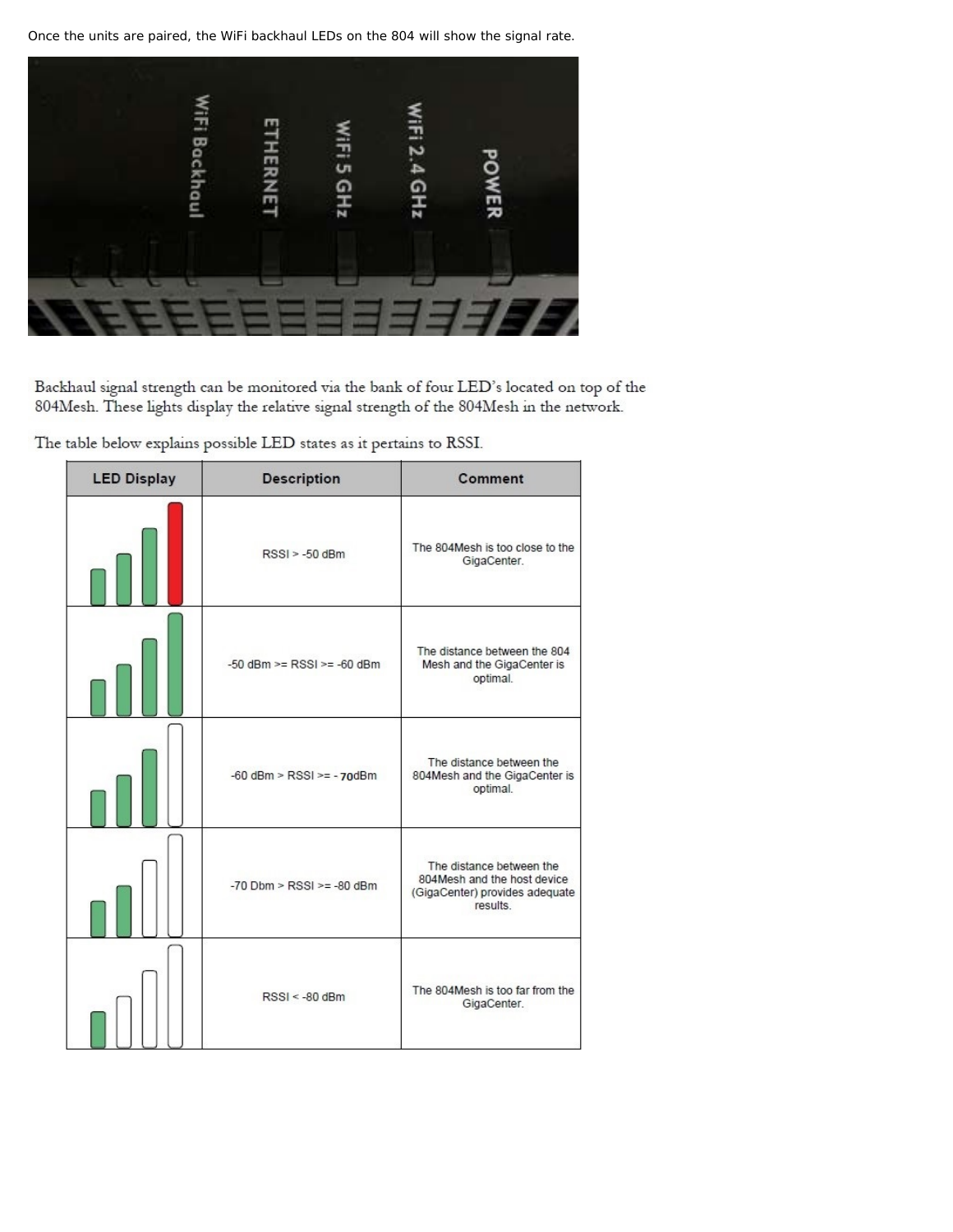Once the units are paired, the WiFi backhaul LEDs on the 804 will show the signal rate.

Backhaul signal strength can be monitored via the bank of four LED's located on top of the 804Mesh. These lights display the relative signal strength of the 804Mesh in the network.

The table below explains possible LED states as it pertains to RSSI.

| LED Display | Description | Comment |
| --- | --- | --- |
| | RSSI > -50 dBm | The 804Mesh is too close to the GigaCenter. |
| | -50 dBm >= RSSI >= -60 dBm | The distance between the 804 Mesh and the GigaCenter is optimal. |
| | -60 dBm > RSSI >= - 70dBm | The distance between the 804Mesh and the GigaCenter is optimal. |
| | -70 Dbm > RSSI >= -80 dBm | The distance between the 804Mesh and the host device (GigaCenter) provides adequate results. |
| | RSSI < -80 dBm | The 804Mesh is too far from the GigaCenter. |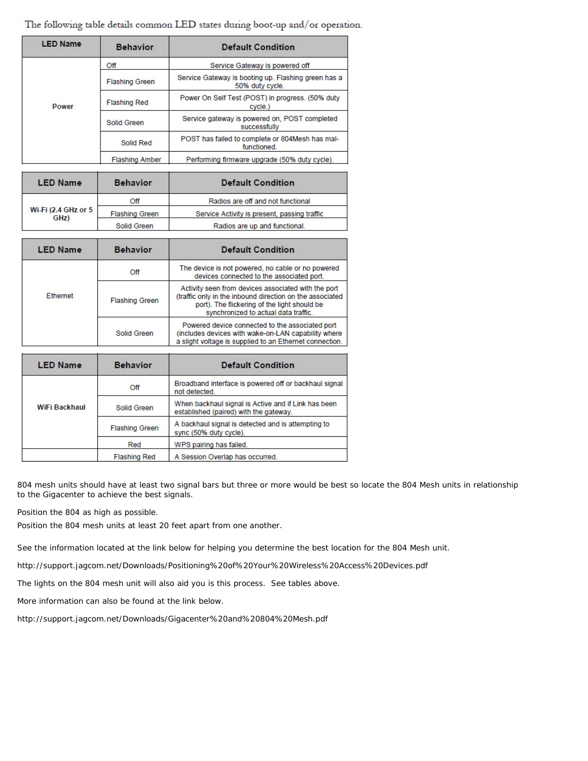The following table details common LED states during boot-up and/or operation.

| LED Name | Behavior | Default Condition |
| --- | --- | --- |
| Power | Off | Service Gateway is powered off |
| | Flashing Green | Service Gateway is booting up. Flashing green has a 50% duty cycle. |
| | Flashing Red | Power On Self Test (POST) in progress. (50% duty cycle.) |
| | Solid Green | Service gateway is powered on, POST completed successfully |
| | Solid Red | POST has failed to complete or 804Mesh has mal-functioned. |
| | Flashing Amber | Performing firmware upgrade (50% duty cycle). |

| LED Name | Behavior | Default Condition |
| --- | --- | --- |
| Wi-Fi (2.4 GHz or 5 GHz) | Off | Radios are off and not functional |
| | Flashing Green | Service Activity is present, passing traffic |
| | Solid Green | Radios are up and functional. |

| LED Name | Behavior | Default Condition |
| --- | --- | --- |
| Ethernet | Off | The device is not powered, no cable or no powered devices connected to the associated port. |
| | Flashing Green | Activity seen from devices associated with the port (traffic only in the inbound direction on the associated port). The flickering of the light should be synchronized to actual data traffic. |
| | Solid Green | Powered device connected to the associated port (includes devices with wake-on-LAN capability where a slight voltage is supplied to an Ethernet connection. |

| LED Name | Behavior | Default Condition |
| --- | --- | --- |
| WiFi Backhaul | Off | Broadband interface is powered off or backhaul signal not detected. |
| | Solid Green | When backhaul signal is Active and if Link has been established (paired) with the gateway. |
| | Flashing Green | A backhaul signal is detected and is attempting to sync (50% duty cycle). |
| | Red | WPS pairing has failed. |
| | Flashing Red | A Session Overlap has occurred. |

804 mesh units should have at least two signal bars but three or more would be best so locate the 804 Mesh units in relationship to the Gigacenter to achieve the best signals.

Position the 804 as high as possible.

Position the 804 mesh units at least 20 feet apart from one another.

See the information located at the link below for helping you determine the best location for the 804 Mesh unit.

http://support.jagcom.net/Downloads/Positioning%20of%20Your%20Wireless%20Access%20Devices.pdf

The lights on the 804 mesh unit will also aid you is this process. See tables above.

More information can also be found at the link below.

http://support.jagcom.net/Downloads/Gigacenter%20and%20804%20Mesh.pdf